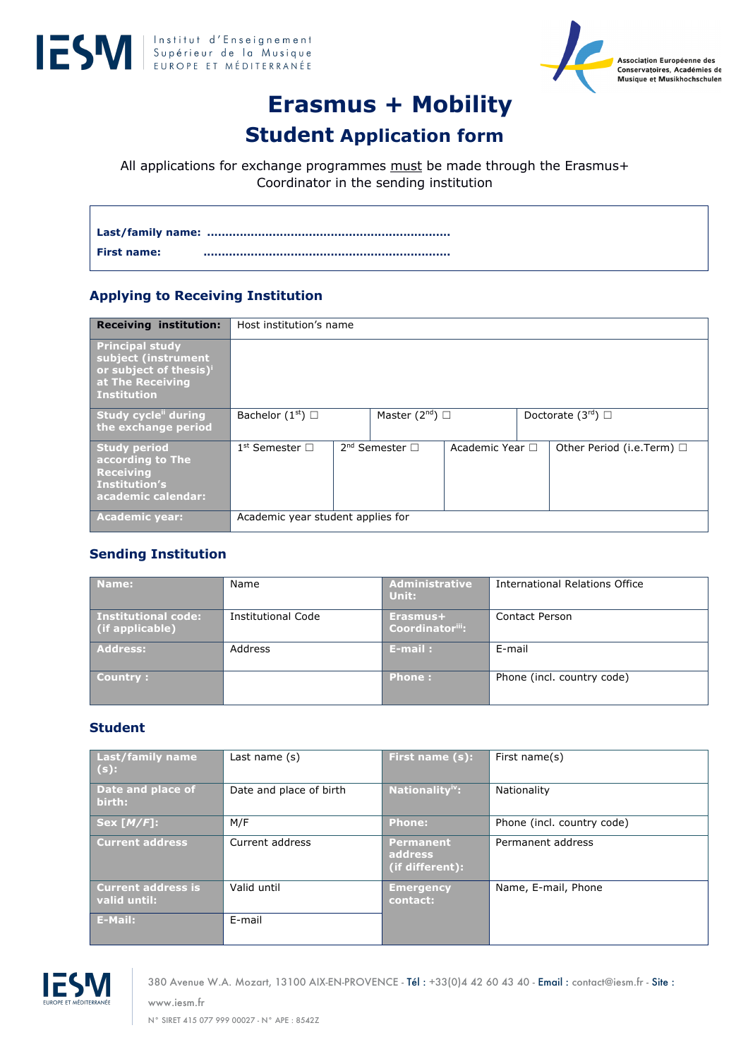IESM Institut d'Enseignement Supérieur de la Musique EUROPE ET MÉDITERRANÉE

Association Européenne des Conservatoires, Académies de Musique et Musikhochschulen

# Erasmus + Mobility

## Student Application form

All applications for exchange programmes must be made through the Erasmus+ Coordinator in the sending institution

**Last/family name:** ……………………………………………………………

**First name:** ……………………………………………………………

### Applying to Receiving Institution

| **Receiving institution:** | Host institution's name | | | |
|---|---|---|---|---|
| **Principal study subject (instrument or subject of thesis)**[i] **at The Receiving Institution** | | | | |
| **Study cycle**[ii] **during the exchange period** | Bachelor (1st) ☐ | Master (2nd) ☐ | Doctorate (3rd) ☐ | |
| **Study period according to The Receiving Institution's academic calendar:** | 1st Semester ☐ | 2nd Semester ☐ | Academic Year ☐ | Other Period (i.e.Term) ☐ |
| **Academic year:** | Academic year student applies for | | | |

### Sending Institution

| **Name:** | Name | **Administrative Unit:** | International Relations Office |
|---|---|---|---|
| **Institutional code: (if applicable)** | Institutional Code | **Erasmus+ Coordinator**[iii]**:** | Contact Person |
| **Address:** | Address | **E-mail :** | E-mail |
| **Country :** | | **Phone :** | Phone (incl. country code) |

### Student

| **Last/family name (s):** | Last name (s) | **First name (s):** | First name(s) |
|---|---|---|---|
| **Date and place of birth:** | Date and place of birth | **Nationality**[iv]**:** | Nationality |
| **Sex [M/F]:** | M/F | **Phone:** | Phone (incl. country code) |
| **Current address** | Current address | **Permanent address (if different):** | Permanent address |
| **Current address is valid until:** | Valid until | **Emergency contact:** | Name, E-mail, Phone |
| **E-Mail:** | E-mail | | |

380 Avenue W.A. Mozart, 13100 AIX-EN-PROVENCE - Tél : +33(0)4 42 60 43 40 - Email : contact@iesm.fr - Site : www.iesm.fr

N° SIRET 415 077 999 00027 - N° APE : 8542Z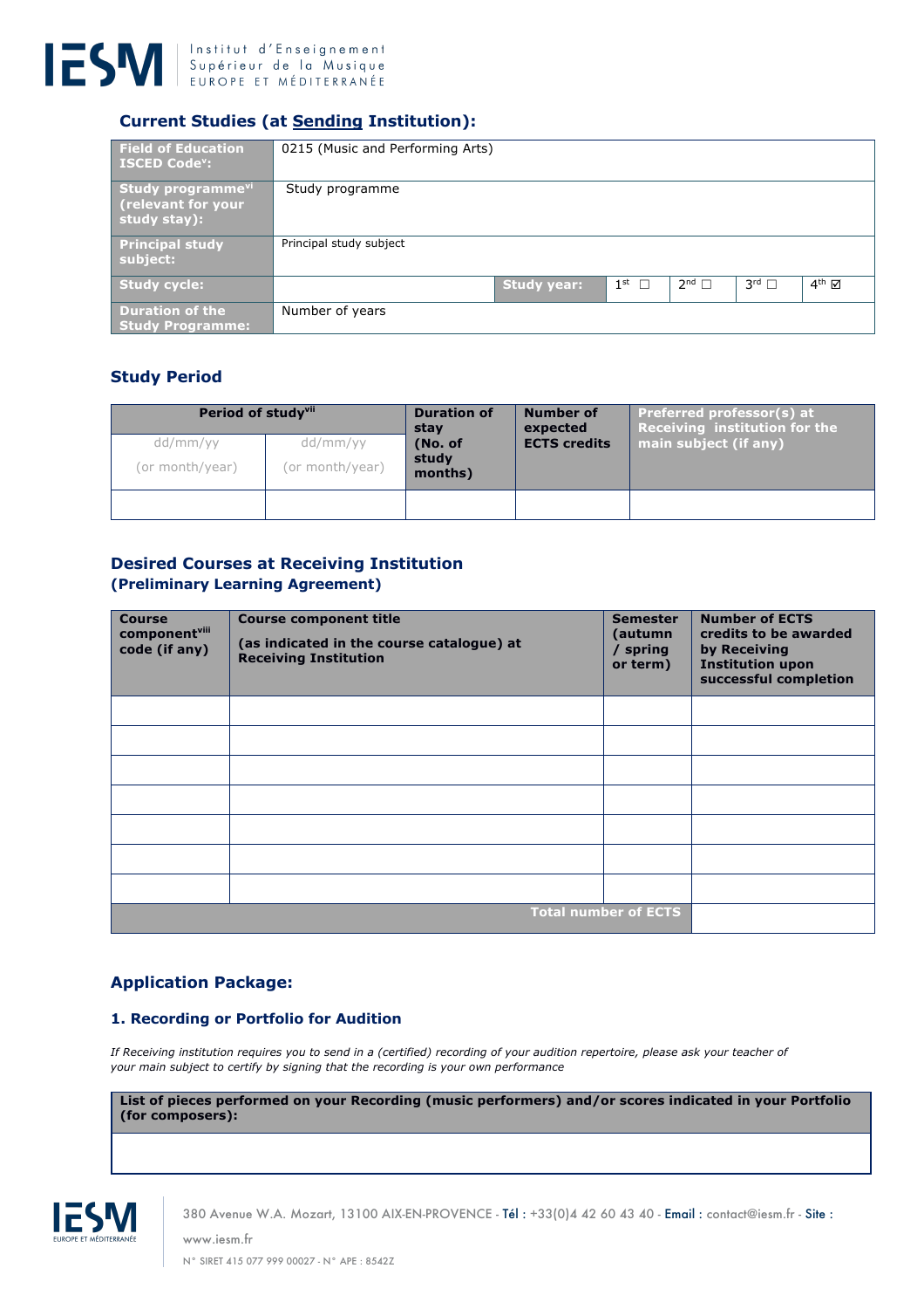## Current Studies (at Sending Institution):

| | | | | | | |
|---|---|---|---|---|---|---|
| **Field of Education ISCED Code[v]:** | 0215 (Music and Performing Arts) | | | | | |
| **Study programme[vi] (relevant for your study stay):** | Study programme | | | | | |
| **Principal study subject:** | Principal study subject | | | | | |
| **Study cycle:** | | **Study year:** | 1st ☐ | 2nd ☐ | 3rd ☐ | 4th ☑ |
| **Duration of the Study Programme:** | Number of years | | | | | |

## Study Period

| **Period of study[vii]** | | **Duration of stay (No. of study months)** | **Number of expected ECTS credits** | **Preferred professor(s) at Receiving institution for the main subject (if any)** |
|---|---|---|---|---|
| dd/mm/yy (or month/year) | dd/mm/yy (or month/year) | | | |
| | | | | |

## Desired Courses at Receiving Institution
### (Preliminary Learning Agreement)

| **Course component[viii] code (if any)** | **Course component title (as indicated in the course catalogue) at Receiving Institution** | **Semester (autumn / spring or term)** | **Number of ECTS credits to be awarded by Receiving Institution upon successful completion** |
|---|---|---|---|
| | | | |
| | | | |
| | | | |
| | | | |
| | | | |
| | | | |
| | | | |
| | | **Total number of ECTS** | |

## Application Package:

### 1. Recording or Portfolio for Audition

*If Receiving institution requires you to send in a (certified) recording of your audition repertoire, please ask your teacher of your main subject to certify by signing that the recording is your own performance*

| **List of pieces performed on your Recording (music performers) and/or scores indicated in your Portfolio (for composers):** |
|---|
| |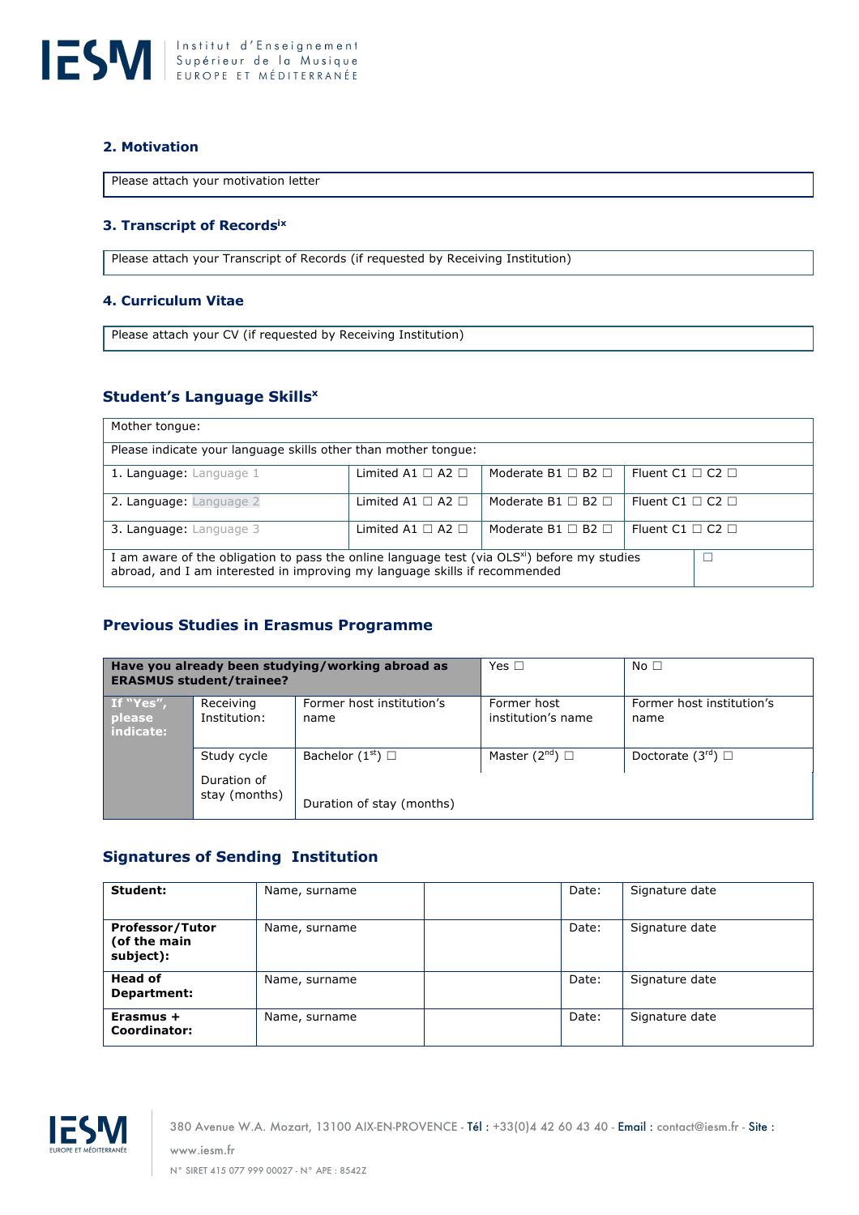## 2. Motivation

| Please attach your motivation letter |
|---|

## 3. Transcript of Records[ix]

| Please attach your Transcript of Records (if requested by Receiving Institution) |
|---|

## 4. Curriculum Vitae

| Please attach your CV (if requested by Receiving Institution) |
|---|

## Student's Language Skills[x]

| Mother tongue: | | | |
|---|---|---|---|
| Please indicate your language skills other than mother tongue: | | | |
| 1. Language: Language 1 | Limited A1 ☐ A2 ☐ | Moderate B1 ☐ B2 ☐ | Fluent C1 ☐ C2 ☐ |
| 2. Language: Language 2 | Limited A1 ☐ A2 ☐ | Moderate B1 ☐ B2 ☐ | Fluent C1 ☐ C2 ☐ |
| 3. Language: Language 3 | Limited A1 ☐ A2 ☐ | Moderate B1 ☐ B2 ☐ | Fluent C1 ☐ C2 ☐ |
| I am aware of the obligation to pass the online language test (via OLS[xi]) before my studies abroad, and I am interested in improving my language skills if recommended | | | ☐ |

## Previous Studies in Erasmus Programme

| **Have you already been studying/working abroad as ERASMUS student/trainee?** | | | Yes ☐ | No ☐ |
|---|---|---|---|---|
| **If "Yes", please indicate:** | Receiving Institution: | Former host institution's name | Former host institution's name | Former host institution's name |
| | Study cycle | Bachelor (1st) ☐ | Master (2nd) ☐ | Doctorate (3rd) ☐ |
| | Duration of stay (months) | Duration of stay (months) | | |

## Signatures of Sending Institution

| **Student:** | Name, surname | | Date: | Signature date |
|---|---|---|---|---|
| **Professor/Tutor (of the main subject):** | Name, surname | | Date: | Signature date |
| **Head of Department:** | Name, surname | | Date: | Signature date |
| **Erasmus + Coordinator:** | Name, surname | | Date: | Signature date |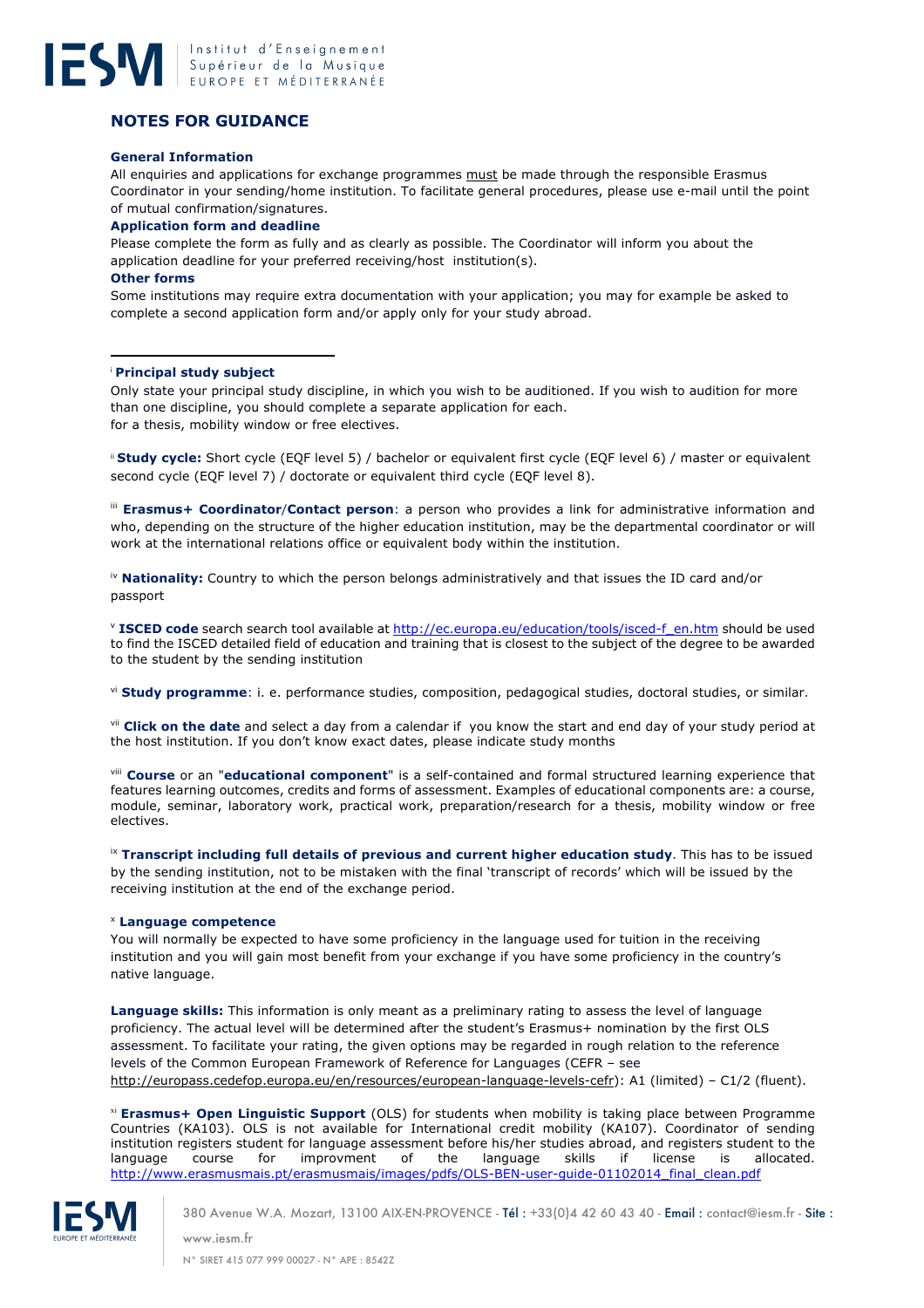## NOTES FOR GUIDANCE

**General Information**

All enquiries and applications for exchange programmes must be made through the responsible Erasmus Coordinator in your sending/home institution. To facilitate general procedures, please use e-mail until the point of mutual confirmation/signatures.

**Application form and deadline**

Please complete the form as fully and as clearly as possible. The Coordinator will inform you about the application deadline for your preferred receiving/host institution(s).

**Other forms**

Some institutions may require extra documentation with your application; you may for example be asked to complete a second application form and/or apply only for your study abroad.

---

[i] **Principal study subject**

Only state your principal study discipline, in which you wish to be auditioned. If you wish to audition for more than one discipline, you should complete a separate application for each.
for a thesis, mobility window or free electives.

[ii] **Study cycle:** Short cycle (EQF level 5) / bachelor or equivalent first cycle (EQF level 6) / master or equivalent second cycle (EQF level 7) / doctorate or equivalent third cycle (EQF level 8).

[iii] **Erasmus+ Coordinator/Contact person**: a person who provides a link for administrative information and who, depending on the structure of the higher education institution, may be the departmental coordinator or will work at the international relations office or equivalent body within the institution.

[iv] **Nationality:** Country to which the person belongs administratively and that issues the ID card and/or passport

[v] **ISCED code** search search tool available at http://ec.europa.eu/education/tools/isced-f_en.htm should be used to find the ISCED detailed field of education and training that is closest to the subject of the degree to be awarded to the student by the sending institution

[vi] **Study programme**: i. e. performance studies, composition, pedagogical studies, doctoral studies, or similar.

[vii] **Click on the date** and select a day from a calendar if you know the start and end day of your study period at the host institution. If you don't know exact dates, please indicate study months

[viii] **Course** or an "**educational component**" is a self-contained and formal structured learning experience that features learning outcomes, credits and forms of assessment. Examples of educational components are: a course, module, seminar, laboratory work, practical work, preparation/research for a thesis, mobility window or free electives.

[ix] **Transcript including full details of previous and current higher education study**. This has to be issued by the sending institution, not to be mistaken with the final 'transcript of records' which will be issued by the receiving institution at the end of the exchange period.

[x] **Language competence**

You will normally be expected to have some proficiency in the language used for tuition in the receiving institution and you will gain most benefit from your exchange if you have some proficiency in the country's native language.

**Language skills:** This information is only meant as a preliminary rating to assess the level of language proficiency. The actual level will be determined after the student's Erasmus+ nomination by the first OLS assessment. To facilitate your rating, the given options may be regarded in rough relation to the reference levels of the Common European Framework of Reference for Languages (CEFR – see http://europass.cedefop.europa.eu/en/resources/european-language-levels-cefr): A1 (limited) – C1/2 (fluent).

[xi] **Erasmus+ Open Linguistic Support** (OLS) for students when mobility is taking place between Programme Countries (KA103). OLS is not available for International credit mobility (KA107). Coordinator of sending institution registers student for language assessment before his/her studies abroad, and registers student to the language course for improvment of the language skills if license is allocated. http://www.erasmusmais.pt/erasmusmais/images/pdfs/OLS-BEN-user-guide-01102014_final_clean.pdf